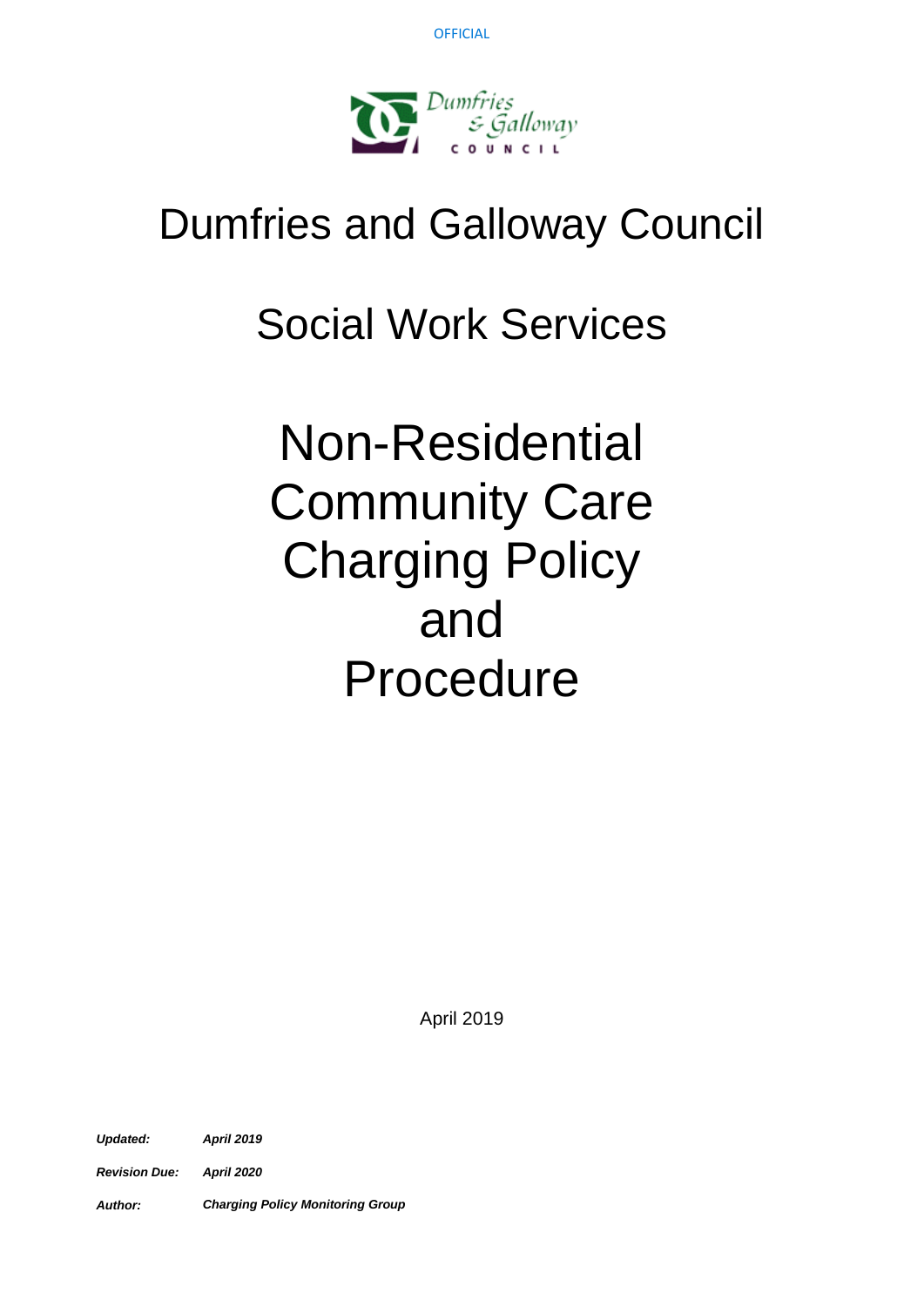OFFICIAL

# Dumfries and Galloway Council

## Social Work Services

# Non-Residential Community Care Charging Policy and Procedure

April 2019

***Updated:*** ***April 2019***

***Revision Due:*** ***April 2020***

***Author:*** ***Charging Policy Monitoring Group***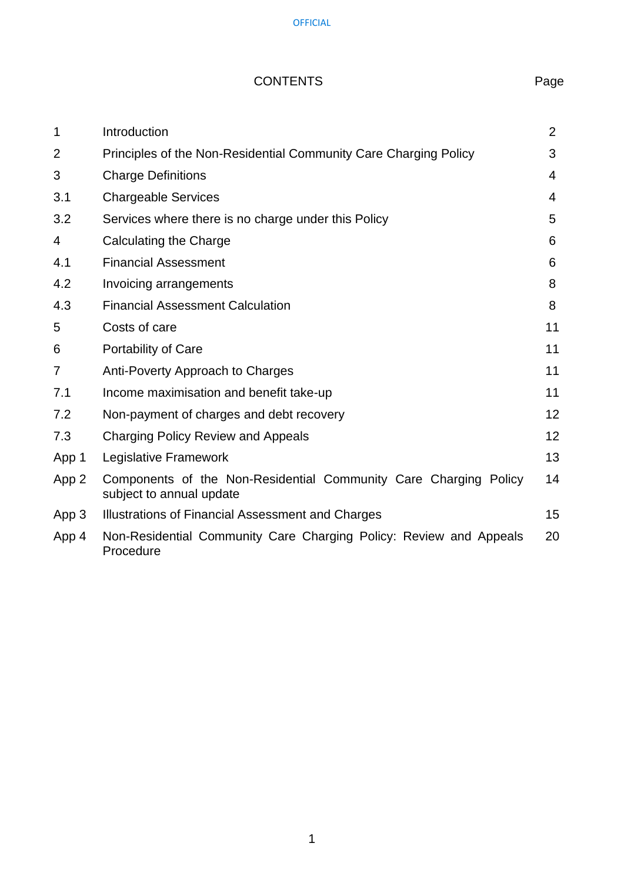# CONTENTS

| | | Page |
|---|---|---|
| 1 | Introduction | 2 |
| 2 | Principles of the Non-Residential Community Care Charging Policy | 3 |
| 3 | Charge Definitions | 4 |
| 3.1 | Chargeable Services | 4 |
| 3.2 | Services where there is no charge under this Policy | 5 |
| 4 | Calculating the Charge | 6 |
| 4.1 | Financial Assessment | 6 |
| 4.2 | Invoicing arrangements | 8 |
| 4.3 | Financial Assessment Calculation | 8 |
| 5 | Costs of care | 11 |
| 6 | Portability of Care | 11 |
| 7 | Anti-Poverty Approach to Charges | 11 |
| 7.1 | Income maximisation and benefit take-up | 11 |
| 7.2 | Non-payment of charges and debt recovery | 12 |
| 7.3 | Charging Policy Review and Appeals | 12 |
| App 1 | Legislative Framework | 13 |
| App 2 | Components of the Non-Residential Community Care Charging Policy subject to annual update | 14 |
| App 3 | Illustrations of Financial Assessment and Charges | 15 |
| App 4 | Non-Residential Community Care Charging Policy: Review and Appeals Procedure | 20 |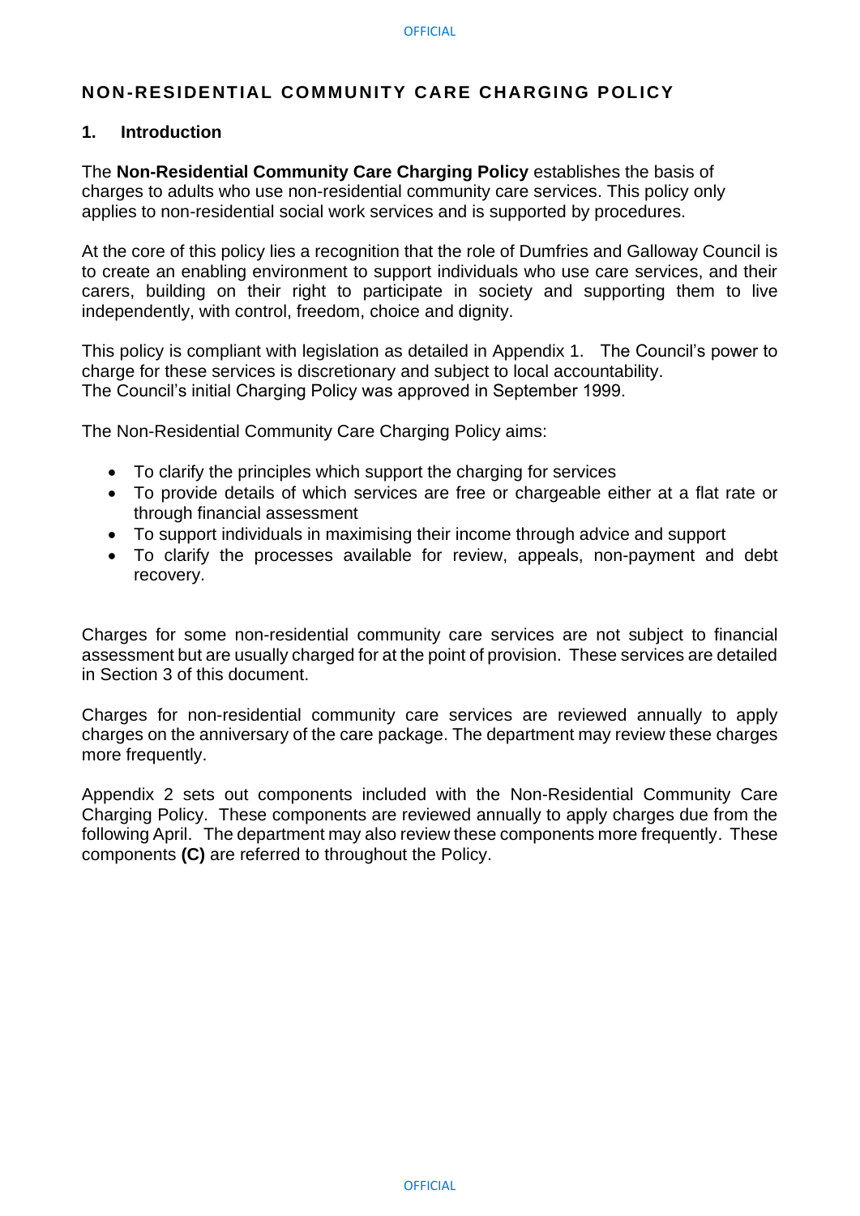# NON-RESIDENTIAL COMMUNITY CARE CHARGING POLICY

## 1. Introduction

The **Non-Residential Community Care Charging Policy** establishes the basis of charges to adults who use non-residential community care services. This policy only applies to non-residential social work services and is supported by procedures.

At the core of this policy lies a recognition that the role of Dumfries and Galloway Council is to create an enabling environment to support individuals who use care services, and their carers, building on their right to participate in society and supporting them to live independently, with control, freedom, choice and dignity.

This policy is compliant with legislation as detailed in Appendix 1. The Council's power to charge for these services is discretionary and subject to local accountability. The Council's initial Charging Policy was approved in September 1999.

The Non-Residential Community Care Charging Policy aims:

- To clarify the principles which support the charging for services
- To provide details of which services are free or chargeable either at a flat rate or through financial assessment
- To support individuals in maximising their income through advice and support
- To clarify the processes available for review, appeals, non-payment and debt recovery.

Charges for some non-residential community care services are not subject to financial assessment but are usually charged for at the point of provision. These services are detailed in Section 3 of this document.

Charges for non-residential community care services are reviewed annually to apply charges on the anniversary of the care package. The department may review these charges more frequently.

Appendix 2 sets out components included with the Non-Residential Community Care Charging Policy. These components are reviewed annually to apply charges due from the following April. The department may also review these components more frequently. These components **(C)** are referred to throughout the Policy.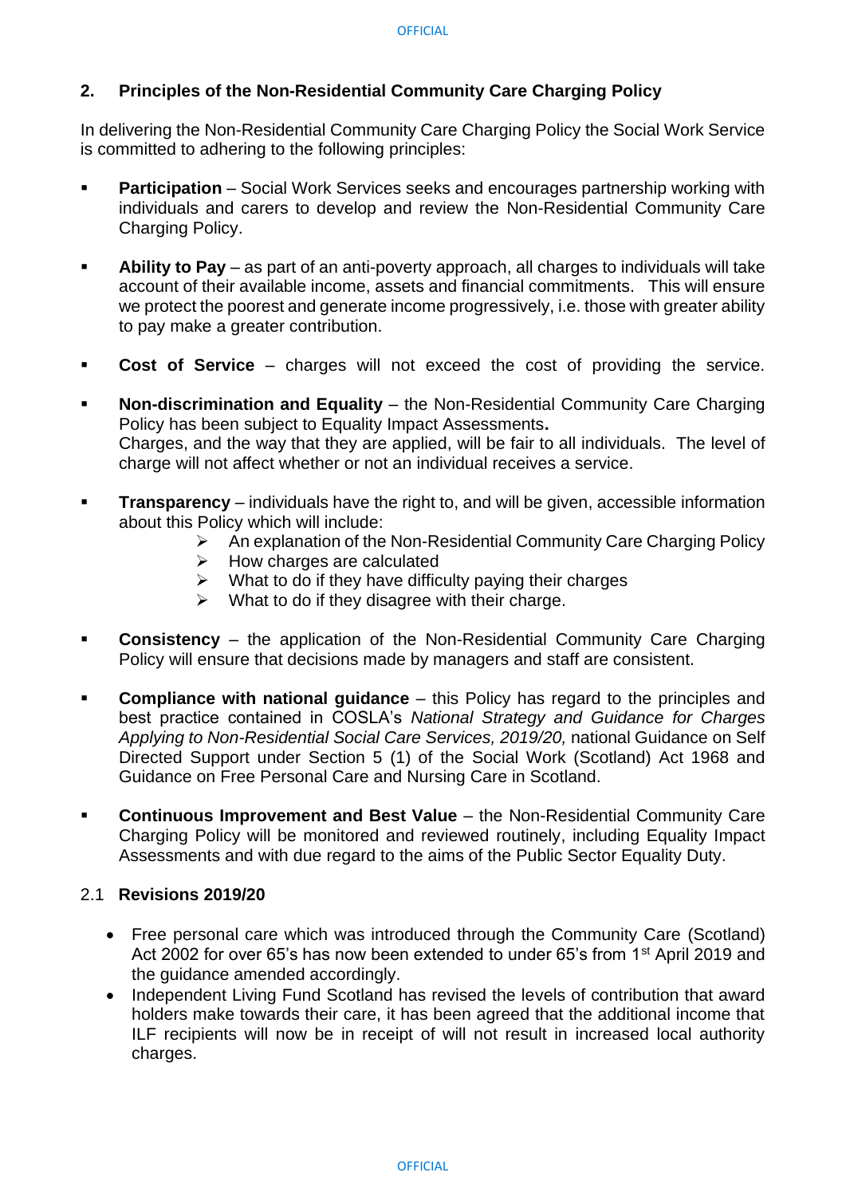## 2. Principles of the Non-Residential Community Care Charging Policy

In delivering the Non-Residential Community Care Charging Policy the Social Work Service is committed to adhering to the following principles:

- **Participation** – Social Work Services seeks and encourages partnership working with individuals and carers to develop and review the Non-Residential Community Care Charging Policy.
- **Ability to Pay** – as part of an anti-poverty approach, all charges to individuals will take account of their available income, assets and financial commitments. This will ensure we protect the poorest and generate income progressively, i.e. those with greater ability to pay make a greater contribution.
- **Cost of Service** – charges will not exceed the cost of providing the service.
- **Non-discrimination and Equality** – the Non-Residential Community Care Charging Policy has been subject to Equality Impact Assessments**.**
  Charges, and the way that they are applied, will be fair to all individuals. The level of charge will not affect whether or not an individual receives a service.
- **Transparency** – individuals have the right to, and will be given, accessible information about this Policy which will include:
  - An explanation of the Non-Residential Community Care Charging Policy
  - How charges are calculated
  - What to do if they have difficulty paying their charges
  - What to do if they disagree with their charge.
- **Consistency** – the application of the Non-Residential Community Care Charging Policy will ensure that decisions made by managers and staff are consistent.
- **Compliance with national guidance** – this Policy has regard to the principles and best practice contained in COSLA's *National Strategy and Guidance for Charges Applying to Non-Residential Social Care Services, 2019/20,* national Guidance on Self Directed Support under Section 5 (1) of the Social Work (Scotland) Act 1968 and Guidance on Free Personal Care and Nursing Care in Scotland.
- **Continuous Improvement and Best Value** – the Non-Residential Community Care Charging Policy will be monitored and reviewed routinely, including Equality Impact Assessments and with due regard to the aims of the Public Sector Equality Duty.

### 2.1 Revisions 2019/20

- Free personal care which was introduced through the Community Care (Scotland) Act 2002 for over 65's has now been extended to under 65's from 1st April 2019 and the guidance amended accordingly.
- Independent Living Fund Scotland has revised the levels of contribution that award holders make towards their care, it has been agreed that the additional income that ILF recipients will now be in receipt of will not result in increased local authority charges.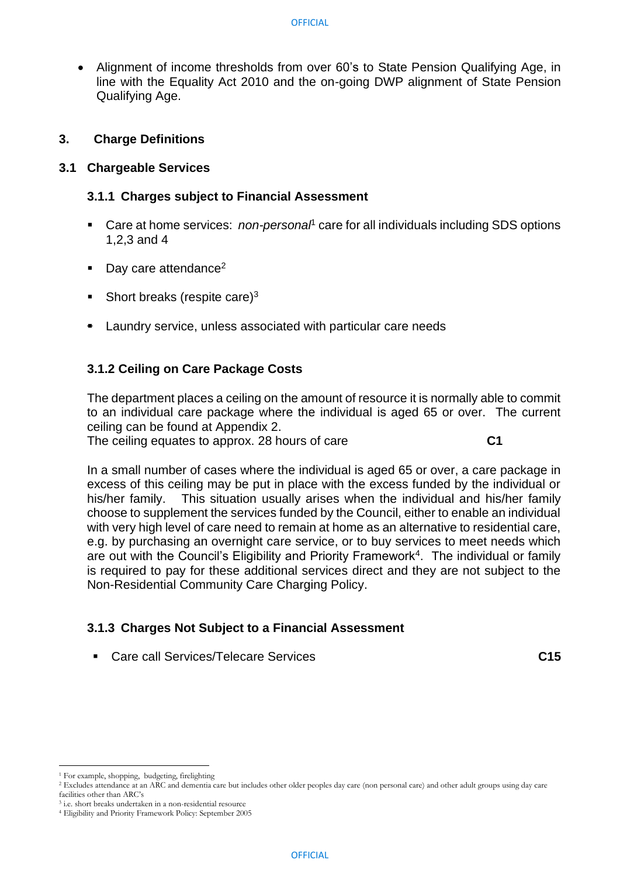- Alignment of income thresholds from over 60's to State Pension Qualifying Age, in line with the Equality Act 2010 and the on-going DWP alignment of State Pension Qualifying Age.

## 3. Charge Definitions

### 3.1 Chargeable Services

#### 3.1.1 Charges subject to Financial Assessment

- Care at home services: *non-personal*[1] care for all individuals including SDS options 1,2,3 and 4
- Day care attendance[2]
- Short breaks (respite care)[3]
- Laundry service, unless associated with particular care needs

#### 3.1.2 Ceiling on Care Package Costs

The department places a ceiling on the amount of resource it is normally able to commit to an individual care package where the individual is aged 65 or over. The current ceiling can be found at Appendix 2.
The ceiling equates to approx. 28 hours of care **C1**

In a small number of cases where the individual is aged 65 or over, a care package in excess of this ceiling may be put in place with the excess funded by the individual or his/her family. This situation usually arises when the individual and his/her family choose to supplement the services funded by the Council, either to enable an individual with very high level of care need to remain at home as an alternative to residential care, e.g. by purchasing an overnight care service, or to buy services to meet needs which are out with the Council's Eligibility and Priority Framework[4]. The individual or family is required to pay for these additional services direct and they are not subject to the Non-Residential Community Care Charging Policy.

#### 3.1.3 Charges Not Subject to a Financial Assessment

- Care call Services/Telecare Services **C15**

---

[1] For example, shopping, budgeting, firelighting
[2] Excludes attendance at an ARC and dementia care but includes other older peoples day care (non personal care) and other adult groups using day care facilities other than ARC's
[3] i.e. short breaks undertaken in a non-residential resource
[4] Eligibility and Priority Framework Policy: September 2005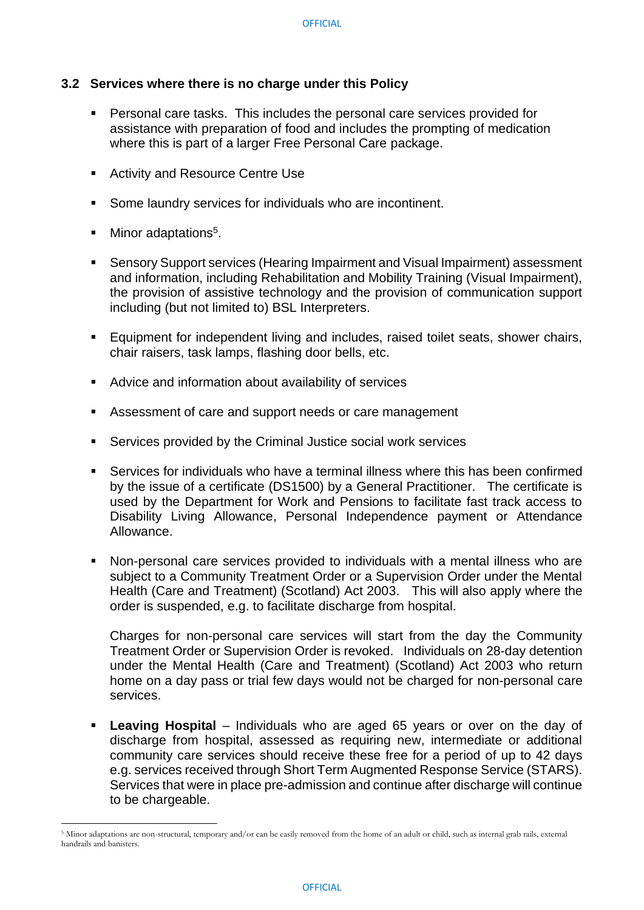### 3.2 Services where there is no charge under this Policy

- Personal care tasks. This includes the personal care services provided for assistance with preparation of food and includes the prompting of medication where this is part of a larger Free Personal Care package.
- Activity and Resource Centre Use
- Some laundry services for individuals who are incontinent.
- Minor adaptations[5].
- Sensory Support services (Hearing Impairment and Visual Impairment) assessment and information, including Rehabilitation and Mobility Training (Visual Impairment), the provision of assistive technology and the provision of communication support including (but not limited to) BSL Interpreters.
- Equipment for independent living and includes, raised toilet seats, shower chairs, chair raisers, task lamps, flashing door bells, etc.
- Advice and information about availability of services
- Assessment of care and support needs or care management
- Services provided by the Criminal Justice social work services
- Services for individuals who have a terminal illness where this has been confirmed by the issue of a certificate (DS1500) by a General Practitioner. The certificate is used by the Department for Work and Pensions to facilitate fast track access to Disability Living Allowance, Personal Independence payment or Attendance Allowance.
- Non-personal care services provided to individuals with a mental illness who are subject to a Community Treatment Order or a Supervision Order under the Mental Health (Care and Treatment) (Scotland) Act 2003. This will also apply where the order is suspended, e.g. to facilitate discharge from hospital.

  Charges for non-personal care services will start from the day the Community Treatment Order or Supervision Order is revoked. Individuals on 28-day detention under the Mental Health (Care and Treatment) (Scotland) Act 2003 who return home on a day pass or trial few days would not be charged for non-personal care services.
- **Leaving Hospital** – Individuals who are aged 65 years or over on the day of discharge from hospital, assessed as requiring new, intermediate or additional community care services should receive these free for a period of up to 42 days e.g. services received through Short Term Augmented Response Service (STARS). Services that were in place pre-admission and continue after discharge will continue to be chargeable.

---

[5] Minor adaptations are non-structural, temporary and/or can be easily removed from the home of an adult or child, such as internal grab rails, external handrails and banisters.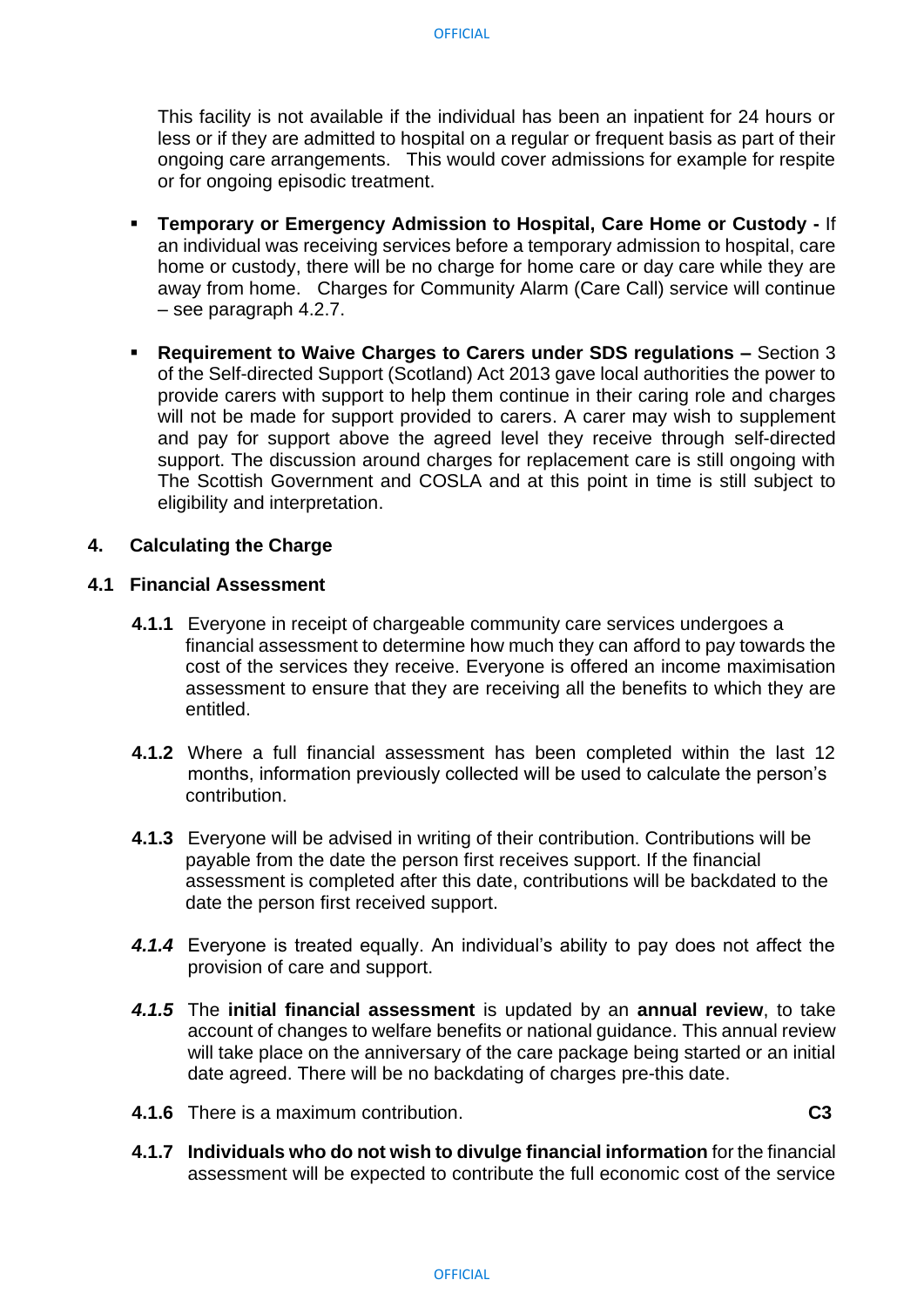This facility is not available if the individual has been an inpatient for 24 hours or less or if they are admitted to hospital on a regular or frequent basis as part of their ongoing care arrangements. This would cover admissions for example for respite or for ongoing episodic treatment.

- **Temporary or Emergency Admission to Hospital, Care Home or Custody -** If an individual was receiving services before a temporary admission to hospital, care home or custody, there will be no charge for home care or day care while they are away from home. Charges for Community Alarm (Care Call) service will continue – see paragraph 4.2.7.

- **Requirement to Waive Charges to Carers under SDS regulations –** Section 3 of the Self-directed Support (Scotland) Act 2013 gave local authorities the power to provide carers with support to help them continue in their caring role and charges will not be made for support provided to carers. A carer may wish to supplement and pay for support above the agreed level they receive through self-directed support. The discussion around charges for replacement care is still ongoing with The Scottish Government and COSLA and at this point in time is still subject to eligibility and interpretation.

## 4. Calculating the Charge

### 4.1 Financial Assessment

**4.1.1** Everyone in receipt of chargeable community care services undergoes a financial assessment to determine how much they can afford to pay towards the cost of the services they receive. Everyone is offered an income maximisation assessment to ensure that they are receiving all the benefits to which they are entitled.

**4.1.2** Where a full financial assessment has been completed within the last 12 months, information previously collected will be used to calculate the person's contribution.

**4.1.3** Everyone will be advised in writing of their contribution. Contributions will be payable from the date the person first receives support. If the financial assessment is completed after this date, contributions will be backdated to the date the person first received support.

***4.1.4*** Everyone is treated equally. An individual's ability to pay does not affect the provision of care and support.

***4.1.5*** The **initial financial assessment** is updated by an **annual review**, to take account of changes to welfare benefits or national guidance. This annual review will take place on the anniversary of the care package being started or an initial date agreed. There will be no backdating of charges pre-this date.

**4.1.6** There is a maximum contribution. **C3**

**4.1.7** **Individuals who do not wish to divulge financial information** for the financial assessment will be expected to contribute the full economic cost of the service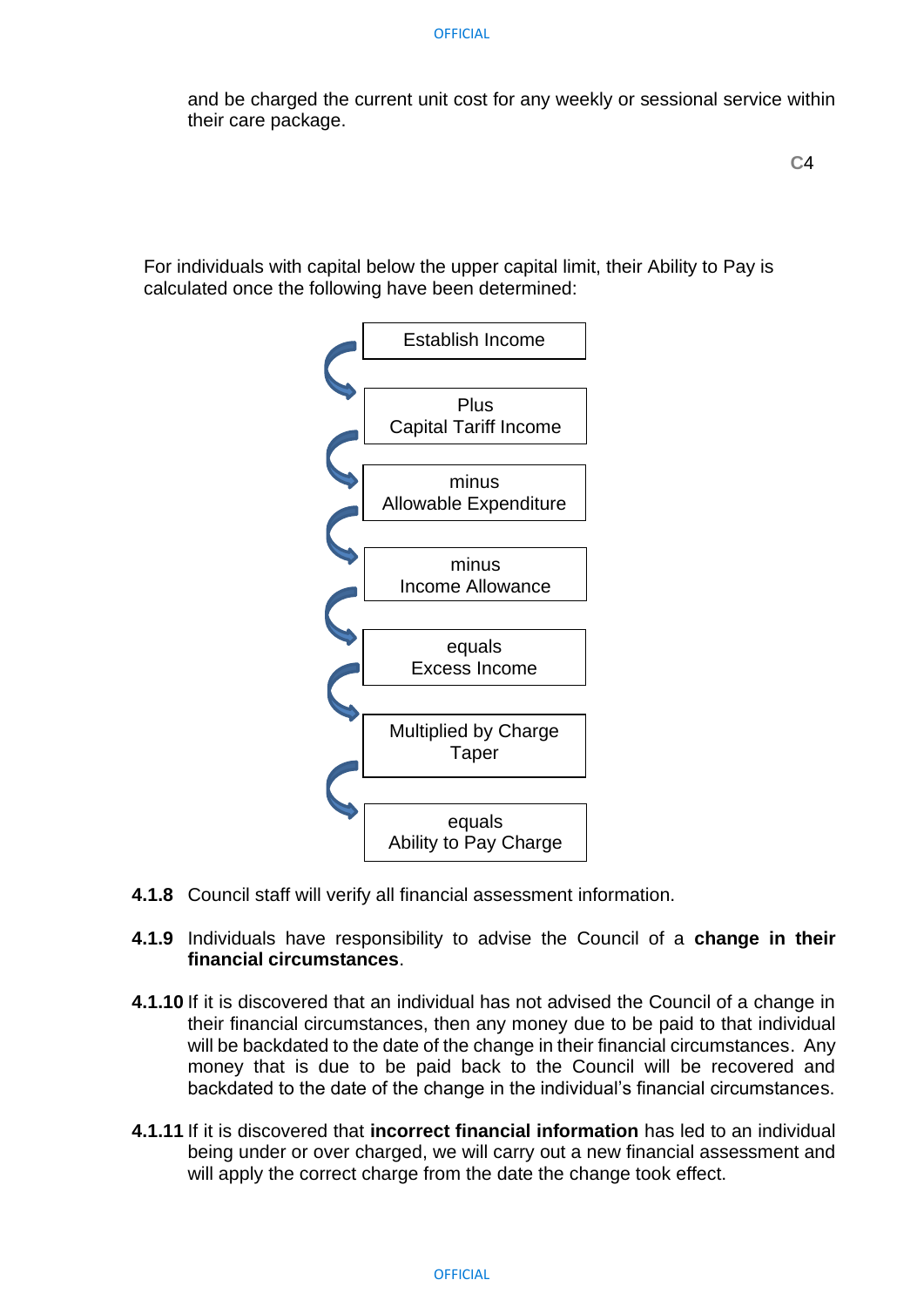and be charged the current unit cost for any weekly or sessional service within their care package.

C4

For individuals with capital below the upper capital limit, their Ability to Pay is calculated once the following have been determined:

- Establish Income
- Plus Capital Tariff Income
- minus Allowable Expenditure
- minus Income Allowance
- equals Excess Income
- Multiplied by Charge Taper
- equals Ability to Pay Charge

**4.1.8** Council staff will verify all financial assessment information.

**4.1.9** Individuals have responsibility to advise the Council of a **change in their financial circumstances**.

**4.1.10** If it is discovered that an individual has not advised the Council of a change in their financial circumstances, then any money due to be paid to that individual will be backdated to the date of the change in their financial circumstances. Any money that is due to be paid back to the Council will be recovered and backdated to the date of the change in the individual's financial circumstances.

**4.1.11** If it is discovered that **incorrect financial information** has led to an individual being under or over charged, we will carry out a new financial assessment and will apply the correct charge from the date the change took effect.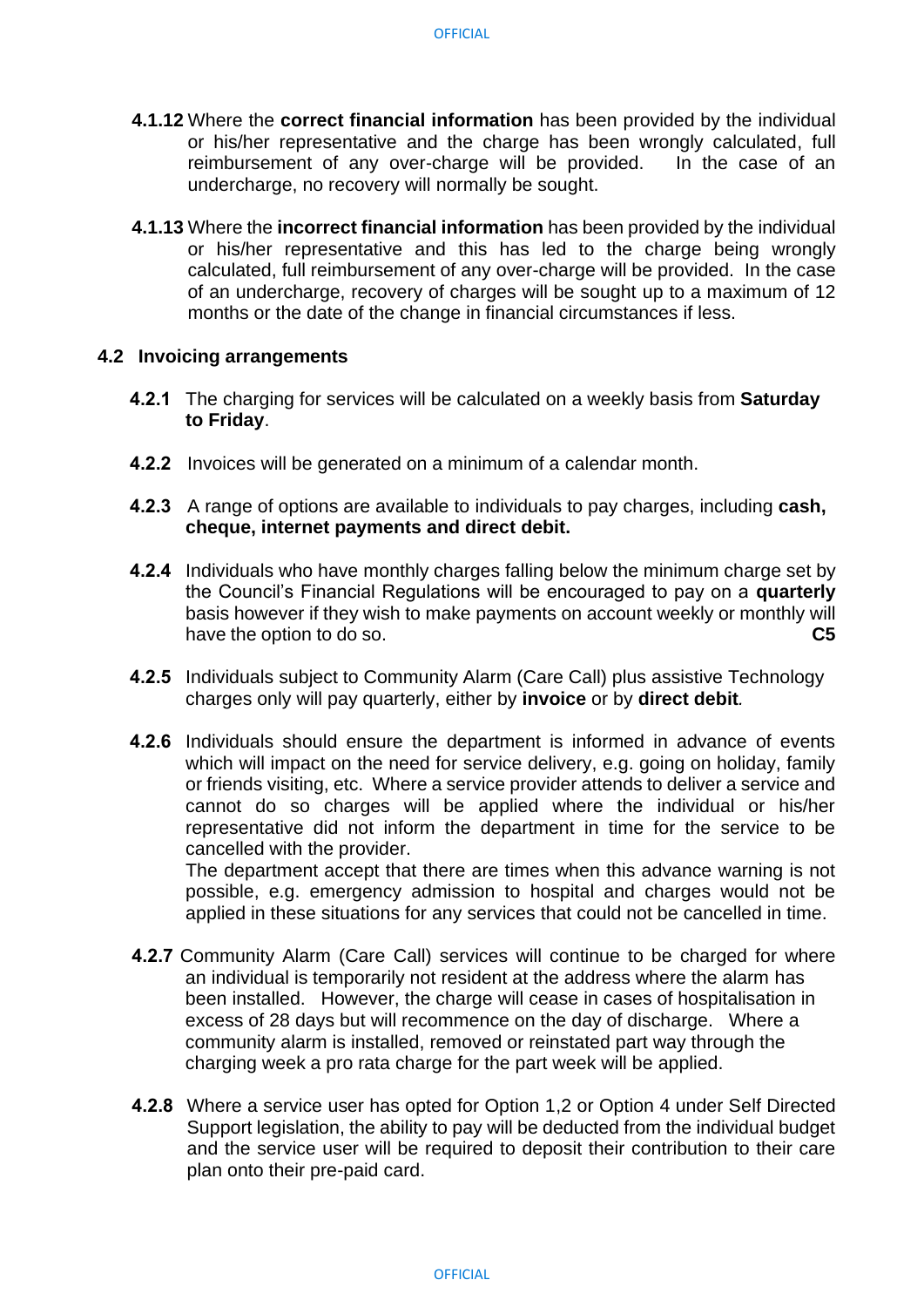**4.1.12** Where the **correct financial information** has been provided by the individual or his/her representative and the charge has been wrongly calculated, full reimbursement of any over-charge will be provided. In the case of an undercharge, no recovery will normally be sought.

**4.1.13** Where the **incorrect financial information** has been provided by the individual or his/her representative and this has led to the charge being wrongly calculated, full reimbursement of any over-charge will be provided. In the case of an undercharge, recovery of charges will be sought up to a maximum of 12 months or the date of the change in financial circumstances if less.

## 4.2 Invoicing arrangements

**4.2.1** The charging for services will be calculated on a weekly basis from **Saturday to Friday**.

**4.2.2** Invoices will be generated on a minimum of a calendar month.

**4.2.3** A range of options are available to individuals to pay charges, including **cash, cheque, internet payments and direct debit.**

**4.2.4** Individuals who have monthly charges falling below the minimum charge set by the Council's Financial Regulations will be encouraged to pay on a **quarterly** basis however if they wish to make payments on account weekly or monthly will have the option to do so. **C5**

**4.2.5** Individuals subject to Community Alarm (Care Call) plus assistive Technology charges only will pay quarterly, either by **invoice** or by **direct debit**.

**4.2.6** Individuals should ensure the department is informed in advance of events which will impact on the need for service delivery, e.g. going on holiday, family or friends visiting, etc. Where a service provider attends to deliver a service and cannot do so charges will be applied where the individual or his/her representative did not inform the department in time for the service to be cancelled with the provider.
The department accept that there are times when this advance warning is not possible, e.g. emergency admission to hospital and charges would not be applied in these situations for any services that could not be cancelled in time.

**4.2.7** Community Alarm (Care Call) services will continue to be charged for where an individual is temporarily not resident at the address where the alarm has been installed. However, the charge will cease in cases of hospitalisation in excess of 28 days but will recommence on the day of discharge. Where a community alarm is installed, removed or reinstated part way through the charging week a pro rata charge for the part week will be applied.

**4.2.8** Where a service user has opted for Option 1,2 or Option 4 under Self Directed Support legislation, the ability to pay will be deducted from the individual budget and the service user will be required to deposit their contribution to their care plan onto their pre-paid card.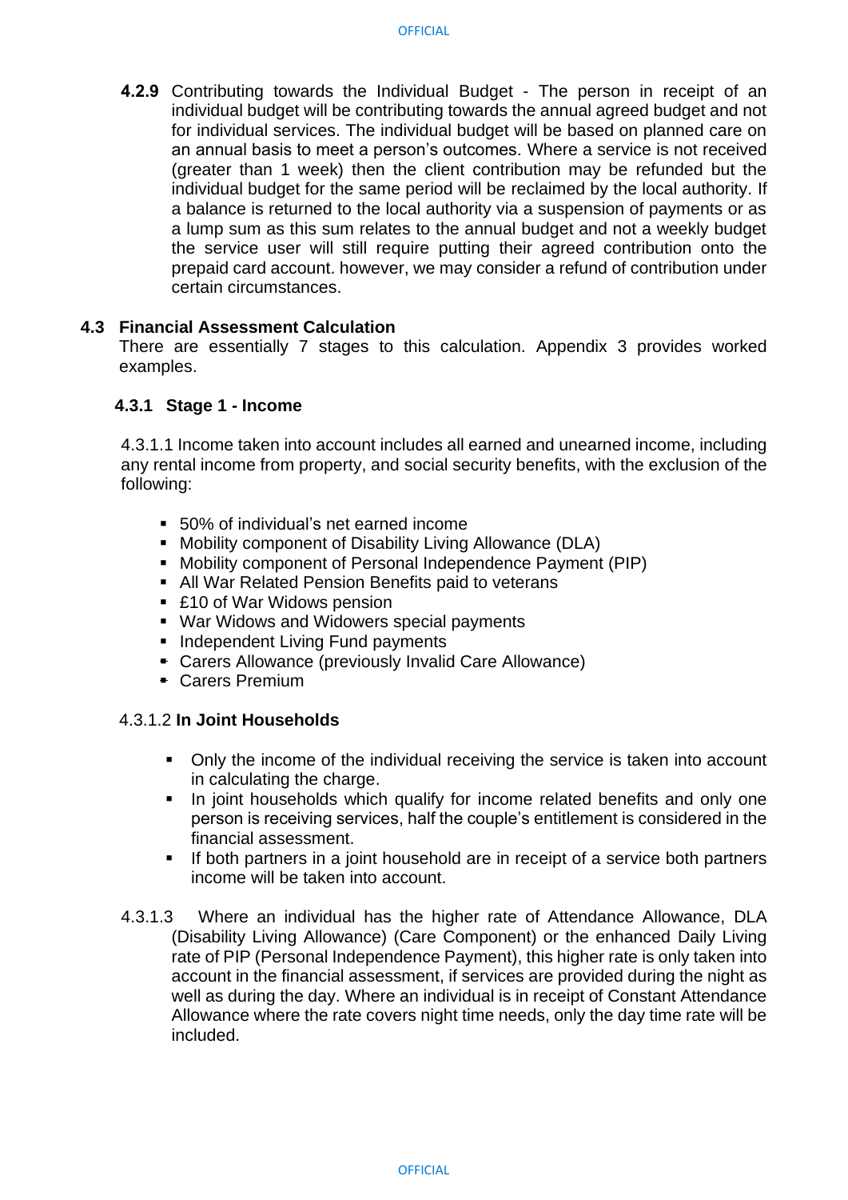**4.2.9** Contributing towards the Individual Budget - The person in receipt of an individual budget will be contributing towards the annual agreed budget and not for individual services. The individual budget will be based on planned care on an annual basis to meet a person's outcomes. Where a service is not received (greater than 1 week) then the client contribution may be refunded but the individual budget for the same period will be reclaimed by the local authority. If a balance is returned to the local authority via a suspension of payments or as a lump sum as this sum relates to the annual budget and not a weekly budget the service user will still require putting their agreed contribution onto the prepaid card account. however, we may consider a refund of contribution under certain circumstances.

## 4.3 Financial Assessment Calculation

There are essentially 7 stages to this calculation. Appendix 3 provides worked examples.

### 4.3.1 Stage 1 - Income

4.3.1.1 Income taken into account includes all earned and unearned income, including any rental income from property, and social security benefits, with the exclusion of the following:

- 50% of individual's net earned income
- Mobility component of Disability Living Allowance (DLA)
- Mobility component of Personal Independence Payment (PIP)
- All War Related Pension Benefits paid to veterans
- £10 of War Widows pension
- War Widows and Widowers special payments
- Independent Living Fund payments
- Carers Allowance (previously Invalid Care Allowance)
- Carers Premium

4.3.1.2 **In Joint Households**

- Only the income of the individual receiving the service is taken into account in calculating the charge.
- In joint households which qualify for income related benefits and only one person is receiving services, half the couple's entitlement is considered in the financial assessment.
- If both partners in a joint household are in receipt of a service both partners income will be taken into account.

4.3.1.3 Where an individual has the higher rate of Attendance Allowance, DLA (Disability Living Allowance) (Care Component) or the enhanced Daily Living rate of PIP (Personal Independence Payment), this higher rate is only taken into account in the financial assessment, if services are provided during the night as well as during the day. Where an individual is in receipt of Constant Attendance Allowance where the rate covers night time needs, only the day time rate will be included.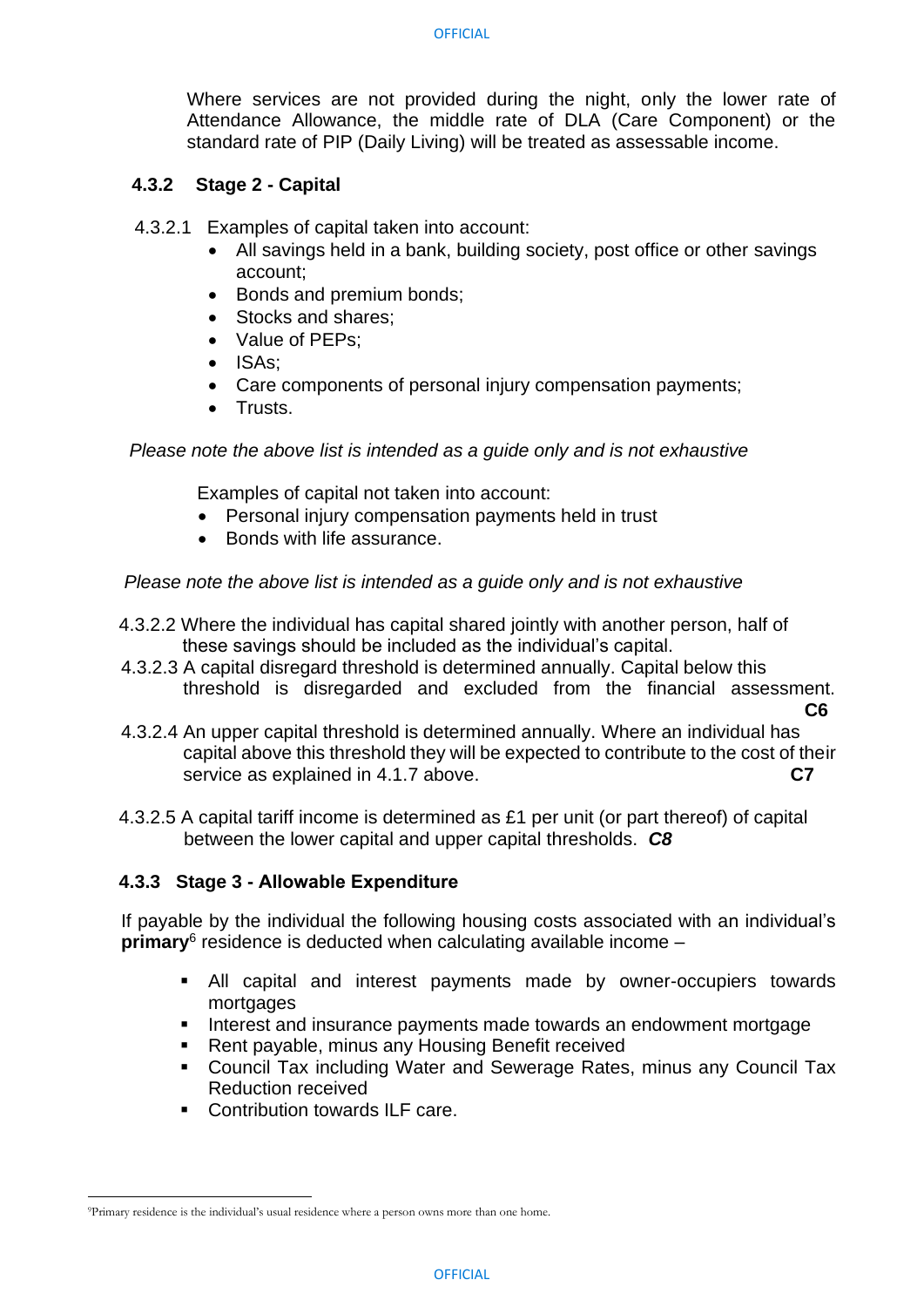Where services are not provided during the night, only the lower rate of Attendance Allowance, the middle rate of DLA (Care Component) or the standard rate of PIP (Daily Living) will be treated as assessable income.

### 4.3.2 Stage 2 - Capital

4.3.2.1 Examples of capital taken into account:

- All savings held in a bank, building society, post office or other savings account;
- Bonds and premium bonds;
- Stocks and shares;
- Value of PEPs;
- ISAs;
- Care components of personal injury compensation payments;
- Trusts.

*Please note the above list is intended as a guide only and is not exhaustive*

Examples of capital not taken into account:

- Personal injury compensation payments held in trust
- Bonds with life assurance.

*Please note the above list is intended as a guide only and is not exhaustive*

4.3.2.2 Where the individual has capital shared jointly with another person, half of these savings should be included as the individual's capital.

4.3.2.3 A capital disregard threshold is determined annually. Capital below this threshold is disregarded and excluded from the financial assessment. **C6**

4.3.2.4 An upper capital threshold is determined annually. Where an individual has capital above this threshold they will be expected to contribute to the cost of their service as explained in 4.1.7 above. **C7**

4.3.2.5 A capital tariff income is determined as £1 per unit (or part thereof) of capital between the lower capital and upper capital thresholds. ***C8***

### 4.3.3 Stage 3 - Allowable Expenditure

If payable by the individual the following housing costs associated with an individual's **primary**[6] residence is deducted when calculating available income –

- All capital and interest payments made by owner-occupiers towards mortgages
- Interest and insurance payments made towards an endowment mortgage
- Rent payable, minus any Housing Benefit received
- Council Tax including Water and Sewerage Rates, minus any Council Tax Reduction received
- Contribution towards ILF care.

[6]Primary residence is the individual's usual residence where a person owns more than one home.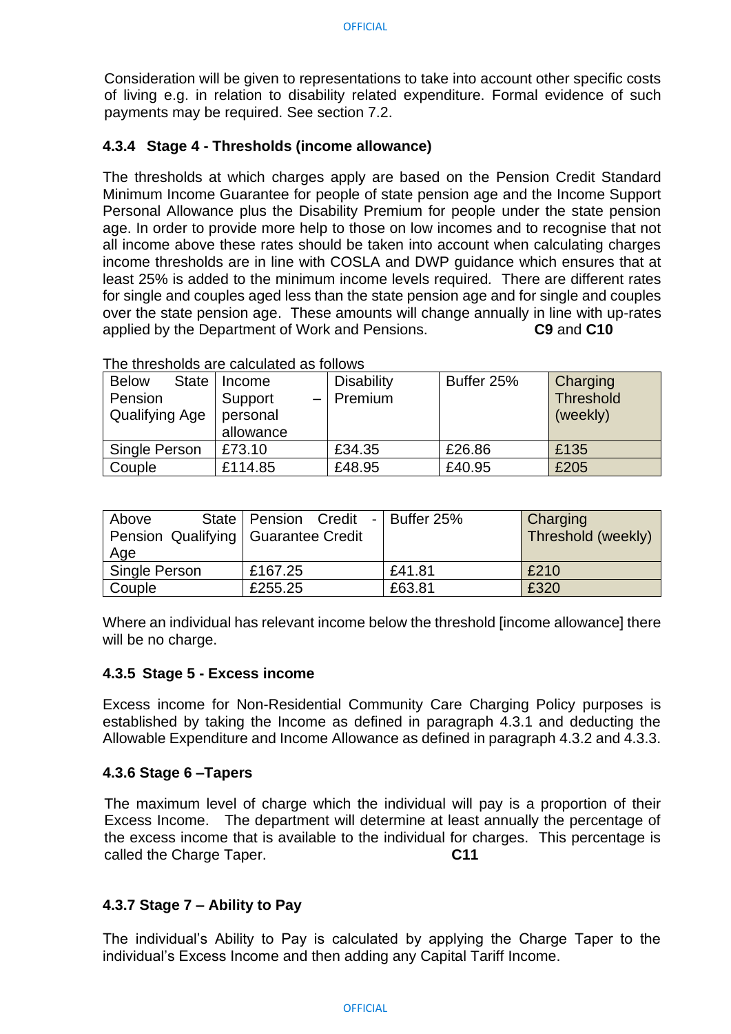Consideration will be given to representations to take into account other specific costs of living e.g. in relation to disability related expenditure. Formal evidence of such payments may be required. See section 7.2.

#### 4.3.4 Stage 4 - Thresholds (income allowance)

The thresholds at which charges apply are based on the Pension Credit Standard Minimum Income Guarantee for people of state pension age and the Income Support Personal Allowance plus the Disability Premium for people under the state pension age. In order to provide more help to those on low incomes and to recognise that not all income above these rates should be taken into account when calculating charges income thresholds are in line with COSLA and DWP guidance which ensures that at least 25% is added to the minimum income levels required. There are different rates for single and couples aged less than the state pension age and for single and couples over the state pension age. These amounts will change annually in line with up-rates applied by the Department of Work and Pensions. **C9** and **C10**

The thresholds are calculated as follows

| Below State Pension Qualifying Age | Income Support – personal allowance | Disability Premium | Buffer 25% | Charging Threshold (weekly) |
|---|---|---|---|---|
| Single Person | £73.10 | £34.35 | £26.86 | £135 |
| Couple | £114.85 | £48.95 | £40.95 | £205 |

| Above State Pension Qualifying Age | Pension Credit - Guarantee Credit | Buffer 25% | Charging Threshold (weekly) |
|---|---|---|---|
| Single Person | £167.25 | £41.81 | £210 |
| Couple | £255.25 | £63.81 | £320 |

Where an individual has relevant income below the threshold [income allowance] there will be no charge.

#### 4.3.5 Stage 5 - Excess income

Excess income for Non-Residential Community Care Charging Policy purposes is established by taking the Income as defined in paragraph 4.3.1 and deducting the Allowable Expenditure and Income Allowance as defined in paragraph 4.3.2 and 4.3.3.

#### 4.3.6 Stage 6 –Tapers

The maximum level of charge which the individual will pay is a proportion of their Excess Income. The department will determine at least annually the percentage of the excess income that is available to the individual for charges. This percentage is called the Charge Taper. **C11**

#### 4.3.7 Stage 7 – Ability to Pay

The individual's Ability to Pay is calculated by applying the Charge Taper to the individual's Excess Income and then adding any Capital Tariff Income.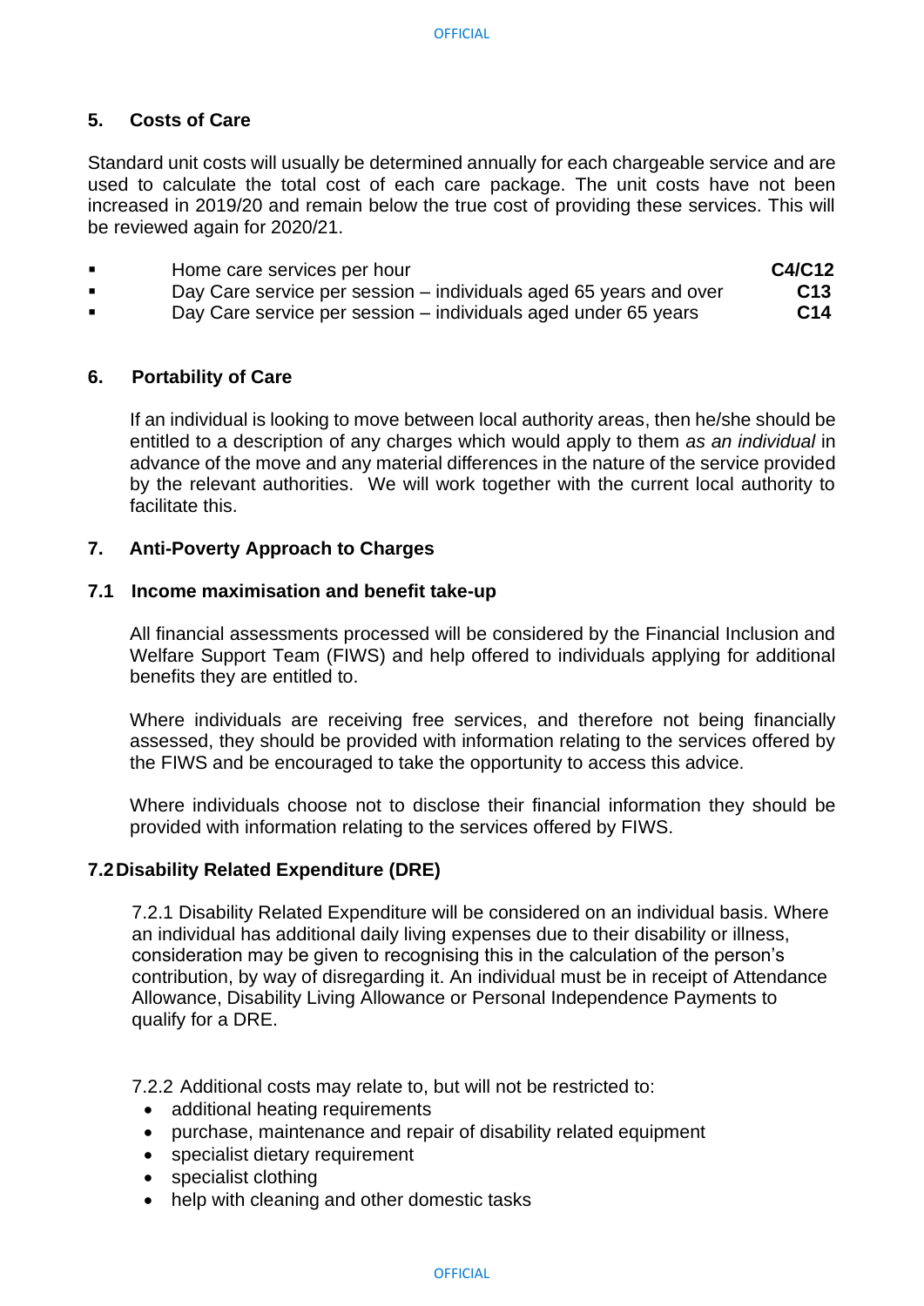## 5. Costs of Care

Standard unit costs will usually be determined annually for each chargeable service and are used to calculate the total cost of each care package. The unit costs have not been increased in 2019/20 and remain below the true cost of providing these services. This will be reviewed again for 2020/21.

- Home care services per hour **C4/C12**
- Day Care service per session – individuals aged 65 years and over **C13**
- Day Care service per session – individuals aged under 65 years **C14**

## 6. Portability of Care

If an individual is looking to move between local authority areas, then he/she should be entitled to a description of any charges which would apply to them *as an individual* in advance of the move and any material differences in the nature of the service provided by the relevant authorities. We will work together with the current local authority to facilitate this.

## 7. Anti-Poverty Approach to Charges

### 7.1 Income maximisation and benefit take-up

All financial assessments processed will be considered by the Financial Inclusion and Welfare Support Team (FIWS) and help offered to individuals applying for additional benefits they are entitled to.

Where individuals are receiving free services, and therefore not being financially assessed, they should be provided with information relating to the services offered by the FIWS and be encouraged to take the opportunity to access this advice.

Where individuals choose not to disclose their financial information they should be provided with information relating to the services offered by FIWS.

### 7.2 Disability Related Expenditure (DRE)

7.2.1 Disability Related Expenditure will be considered on an individual basis. Where an individual has additional daily living expenses due to their disability or illness, consideration may be given to recognising this in the calculation of the person's contribution, by way of disregarding it. An individual must be in receipt of Attendance Allowance, Disability Living Allowance or Personal Independence Payments to qualify for a DRE.

7.2.2 Additional costs may relate to, but will not be restricted to:

- additional heating requirements
- purchase, maintenance and repair of disability related equipment
- specialist dietary requirement
- specialist clothing
- help with cleaning and other domestic tasks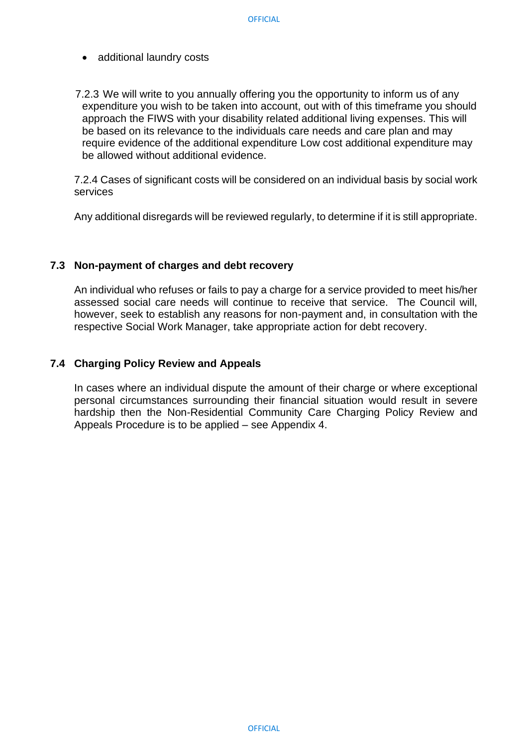- additional laundry costs

7.2.3 We will write to you annually offering you the opportunity to inform us of any expenditure you wish to be taken into account, out with of this timeframe you should approach the FIWS with your disability related additional living expenses. This will be based on its relevance to the individuals care needs and care plan and may require evidence of the additional expenditure Low cost additional expenditure may be allowed without additional evidence.

7.2.4 Cases of significant costs will be considered on an individual basis by social work services

Any additional disregards will be reviewed regularly, to determine if it is still appropriate.

### 7.3 Non-payment of charges and debt recovery

An individual who refuses or fails to pay a charge for a service provided to meet his/her assessed social care needs will continue to receive that service. The Council will, however, seek to establish any reasons for non-payment and, in consultation with the respective Social Work Manager, take appropriate action for debt recovery.

### 7.4 Charging Policy Review and Appeals

In cases where an individual dispute the amount of their charge or where exceptional personal circumstances surrounding their financial situation would result in severe hardship then the Non-Residential Community Care Charging Policy Review and Appeals Procedure is to be applied – see Appendix 4.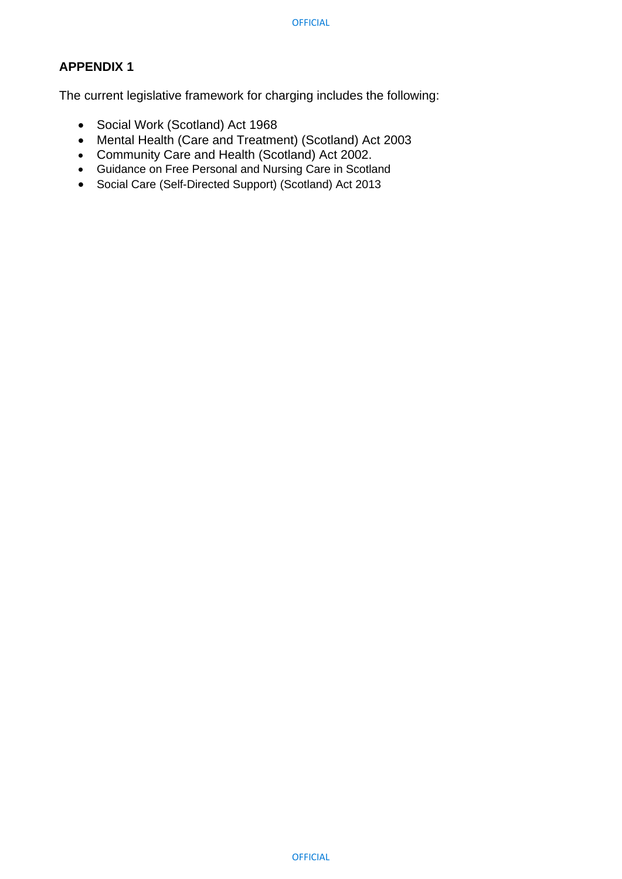## APPENDIX 1

The current legislative framework for charging includes the following:

- Social Work (Scotland) Act 1968
- Mental Health (Care and Treatment) (Scotland) Act 2003
- Community Care and Health (Scotland) Act 2002.
- Guidance on Free Personal and Nursing Care in Scotland
- Social Care (Self-Directed Support) (Scotland) Act 2013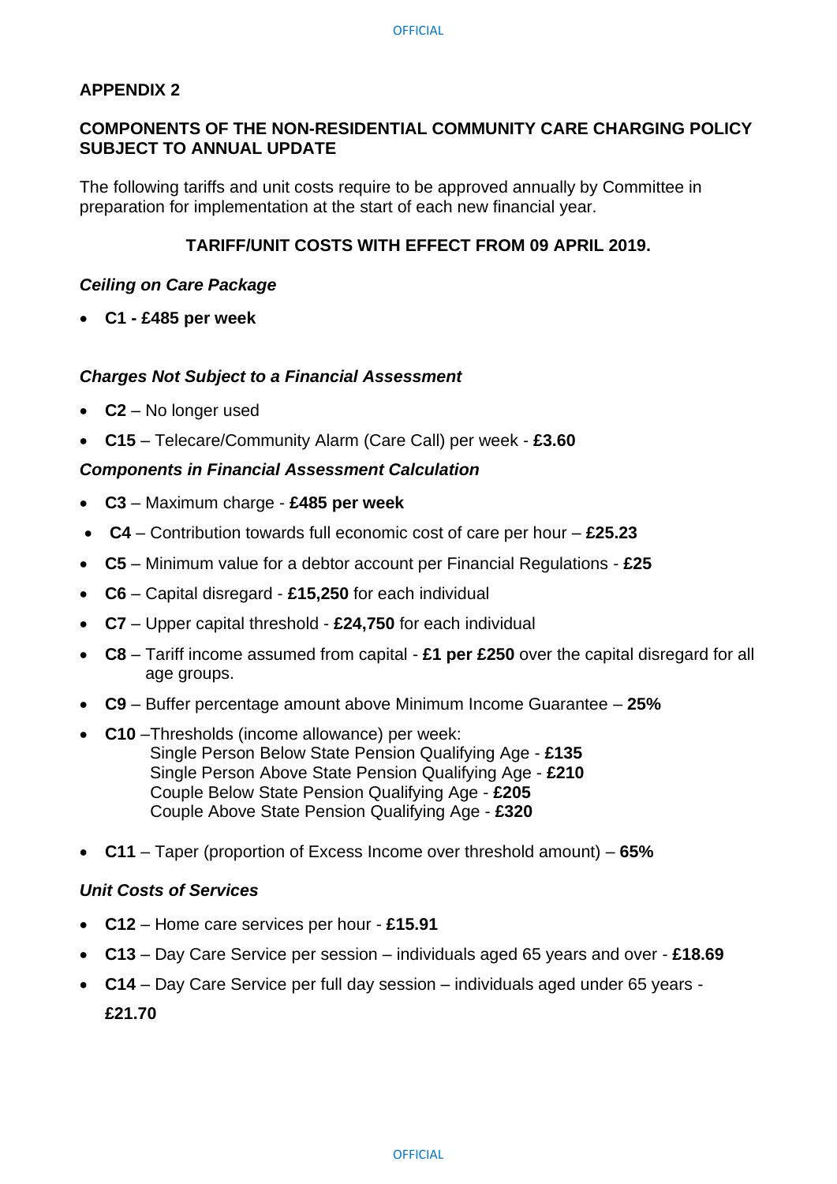## APPENDIX 2

## COMPONENTS OF THE NON-RESIDENTIAL COMMUNITY CARE CHARGING POLICY SUBJECT TO ANNUAL UPDATE

The following tariffs and unit costs require to be approved annually by Committee in preparation for implementation at the start of each new financial year.

### TARIFF/UNIT COSTS WITH EFFECT FROM 09 APRIL 2019.

***Ceiling on Care Package***

- **C1 - £485 per week**

***Charges Not Subject to a Financial Assessment***

- **C2** – No longer used
- **C15** – Telecare/Community Alarm (Care Call) per week - **£3.60**

***Components in Financial Assessment Calculation***

- **C3** – Maximum charge - **£485 per week**
- **C4** – Contribution towards full economic cost of care per hour – **£25.23**
- **C5** – Minimum value for a debtor account per Financial Regulations - **£25**
- **C6** – Capital disregard - **£15,250** for each individual
- **C7** – Upper capital threshold - **£24,750** for each individual
- **C8** – Tariff income assumed from capital - **£1 per £250** over the capital disregard for all age groups.
- **C9** – Buffer percentage amount above Minimum Income Guarantee – **25%**
- **C10** –Thresholds (income allowance) per week:
  - Single Person Below State Pension Qualifying Age - **£135**
  - Single Person Above State Pension Qualifying Age - **£210**
  - Couple Below State Pension Qualifying Age - **£205**
  - Couple Above State Pension Qualifying Age - **£320**
- **C11** – Taper (proportion of Excess Income over threshold amount) – **65%**

***Unit Costs of Services***

- **C12** – Home care services per hour - **£15.91**
- **C13** – Day Care Service per session – individuals aged 65 years and over - **£18.69**
- **C14** – Day Care Service per full day session – individuals aged under 65 years - **£21.70**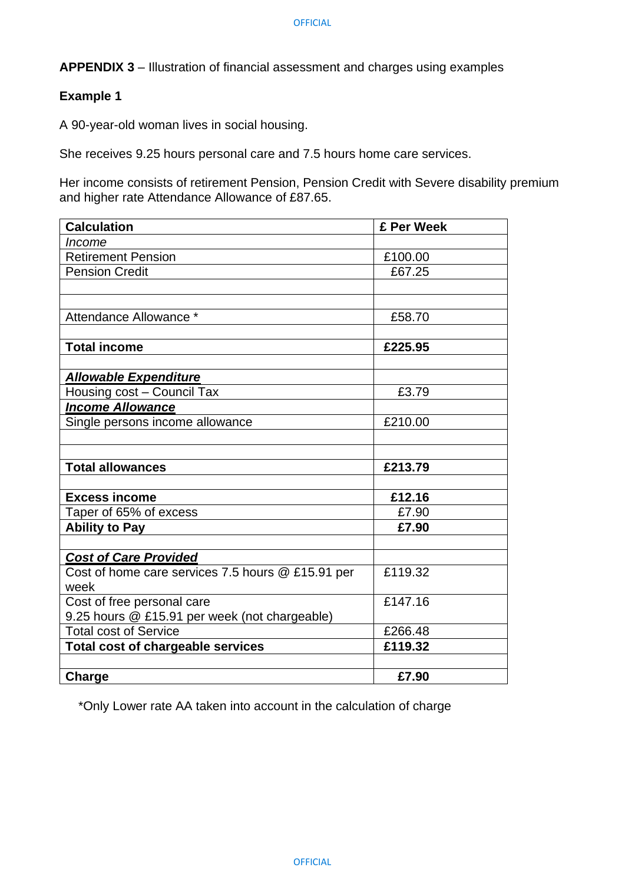**APPENDIX 3** – Illustration of financial assessment and charges using examples

**Example 1**

A 90-year-old woman lives in social housing.

She receives 9.25 hours personal care and 7.5 hours home care services.

Her income consists of retirement Pension, Pension Credit with Severe disability premium and higher rate Attendance Allowance of £87.65.

| **Calculation** | **£ Per Week** |
|---|---|
| *Income* | |
| Retirement Pension | £100.00 |
| Pension Credit | £67.25 |
| | |
| | |
| Attendance Allowance * | £58.70 |
| | |
| **Total income** | **£225.95** |
| | |
| ***Allowable Expenditure*** | |
| Housing cost – Council Tax | £3.79 |
| ***Income Allowance*** | |
| Single persons income allowance | £210.00 |
| | |
| | |
| **Total allowances** | **£213.79** |
| | |
| **Excess income** | **£12.16** |
| Taper of 65% of excess | £7.90 |
| **Ability to Pay** | **£7.90** |
| | |
| ***Cost of Care Provided*** | |
| Cost of home care services 7.5 hours @ £15.91 per week | £119.32 |
| Cost of free personal care 9.25 hours @ £15.91 per week (not chargeable) | £147.16 |
| Total cost of Service | £266.48 |
| **Total cost of chargeable services** | **£119.32** |
| | |
| **Charge** | **£7.90** |

*Only Lower rate AA taken into account in the calculation of charge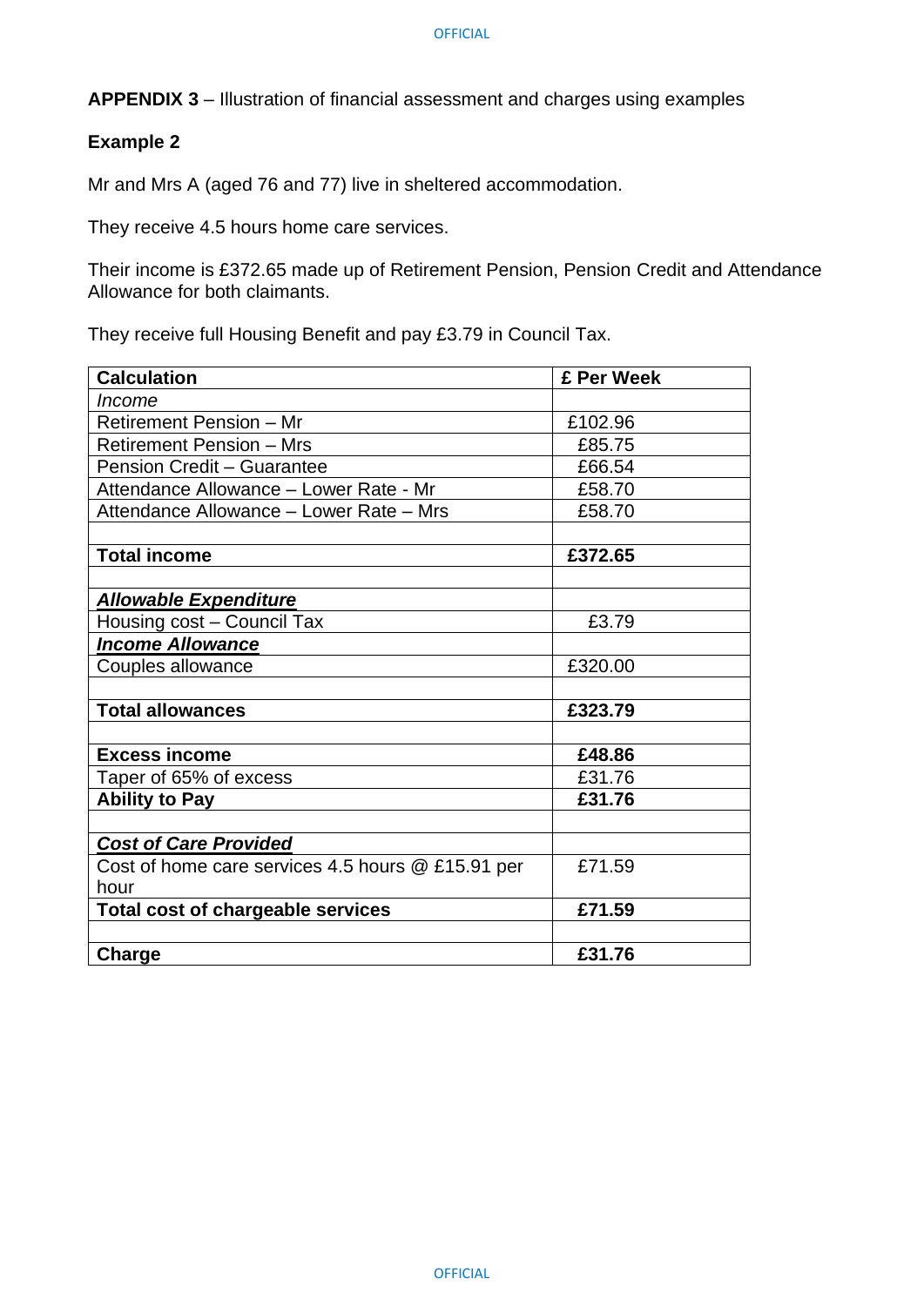**APPENDIX 3** – Illustration of financial assessment and charges using examples

**Example 2**

Mr and Mrs A (aged 76 and 77) live in sheltered accommodation.

They receive 4.5 hours home care services.

Their income is £372.65 made up of Retirement Pension, Pension Credit and Attendance Allowance for both claimants.

They receive full Housing Benefit and pay £3.79 in Council Tax.

| **Calculation** | **£ Per Week** |
|---|---|
| *Income* | |
| Retirement Pension – Mr | £102.96 |
| Retirement Pension – Mrs | £85.75 |
| Pension Credit – Guarantee | £66.54 |
| Attendance Allowance – Lower Rate - Mr | £58.70 |
| Attendance Allowance – Lower Rate – Mrs | £58.70 |
| | |
| **Total income** | **£372.65** |
| | |
| ***Allowable Expenditure*** | |
| Housing cost – Council Tax | £3.79 |
| ***Income Allowance*** | |
| Couples allowance | £320.00 |
| | |
| **Total allowances** | **£323.79** |
| | |
| **Excess income** | **£48.86** |
| Taper of 65% of excess | £31.76 |
| **Ability to Pay** | **£31.76** |
| | |
| ***Cost of Care Provided*** | |
| Cost of home care services 4.5 hours @ £15.91 per hour | £71.59 |
| **Total cost of chargeable services** | **£71.59** |
| | |
| **Charge** | **£31.76** |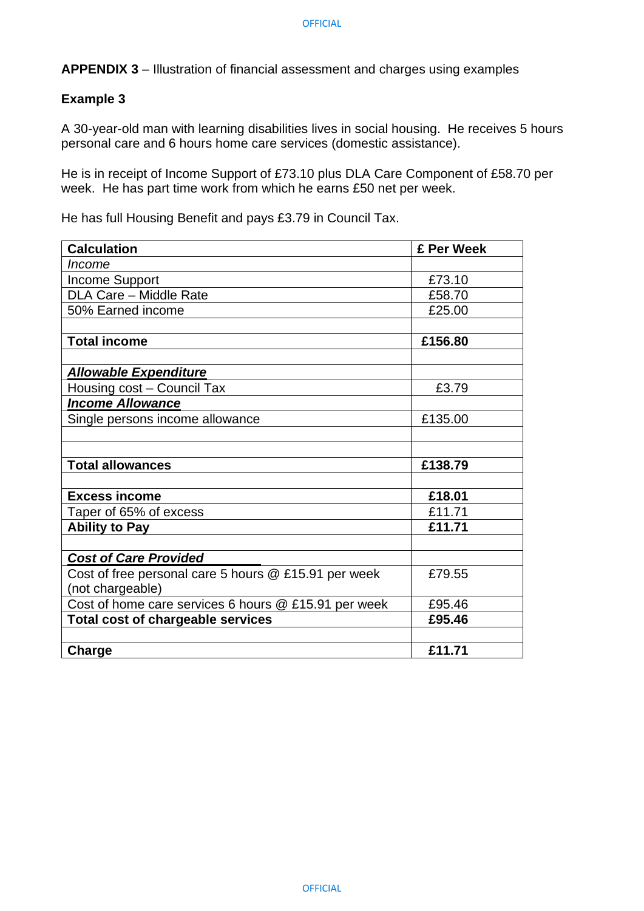**APPENDIX 3** – Illustration of financial assessment and charges using examples

**Example 3**

A 30-year-old man with learning disabilities lives in social housing. He receives 5 hours personal care and 6 hours home care services (domestic assistance).

He is in receipt of Income Support of £73.10 plus DLA Care Component of £58.70 per week. He has part time work from which he earns £50 net per week.

He has full Housing Benefit and pays £3.79 in Council Tax.

| **Calculation** | **£ Per Week** |
|---|---|
| *Income* | |
| Income Support | £73.10 |
| DLA Care – Middle Rate | £58.70 |
| 50% Earned income | £25.00 |
| | |
| **Total income** | **£156.80** |
| | |
| ***Allowable Expenditure*** | |
| Housing cost – Council Tax | £3.79 |
| ***Income Allowance*** | |
| Single persons income allowance | £135.00 |
| | |
| | |
| **Total allowances** | **£138.79** |
| | |
| **Excess income** | **£18.01** |
| Taper of 65% of excess | £11.71 |
| **Ability to Pay** | **£11.71** |
| | |
| ***Cost of Care Provided*** | |
| Cost of free personal care 5 hours @ £15.91 per week (not chargeable) | £79.55 |
| Cost of home care services 6 hours @ £15.91 per week | £95.46 |
| **Total cost of chargeable services** | **£95.46** |
| | |
| **Charge** | **£11.71** |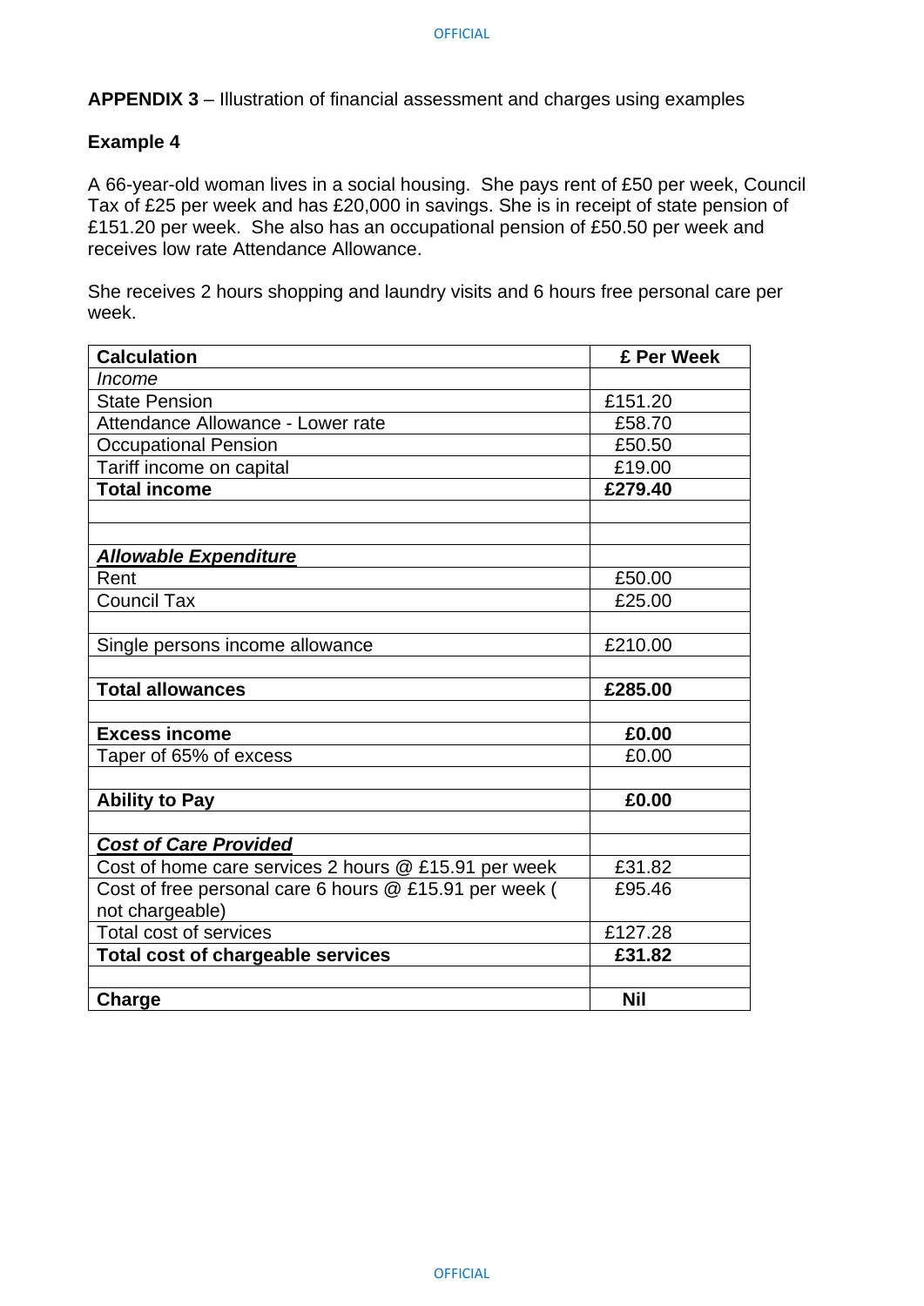**APPENDIX 3** – Illustration of financial assessment and charges using examples

**Example 4**

A 66-year-old woman lives in a social housing. She pays rent of £50 per week, Council Tax of £25 per week and has £20,000 in savings. She is in receipt of state pension of £151.20 per week. She also has an occupational pension of £50.50 per week and receives low rate Attendance Allowance.

She receives 2 hours shopping and laundry visits and 6 hours free personal care per week.

| **Calculation** | **£ Per Week** |
|---|---|
| *Income* | |
| State Pension | £151.20 |
| Attendance Allowance - Lower rate | £58.70 |
| Occupational Pension | £50.50 |
| Tariff income on capital | £19.00 |
| **Total income** | **£279.40** |
| | |
| | |
| ***Allowable Expenditure*** | |
| Rent | £50.00 |
| Council Tax | £25.00 |
| | |
| Single persons income allowance | £210.00 |
| | |
| **Total allowances** | **£285.00** |
| | |
| **Excess income** | **£0.00** |
| Taper of 65% of excess | £0.00 |
| | |
| **Ability to Pay** | **£0.00** |
| | |
| ***Cost of Care Provided*** | |
| Cost of home care services 2 hours @ £15.91 per week | £31.82 |
| Cost of free personal care 6 hours @ £15.91 per week ( not chargeable) | £95.46 |
| Total cost of services | £127.28 |
| **Total cost of chargeable services** | **£31.82** |
| | |
| **Charge** | **Nil** |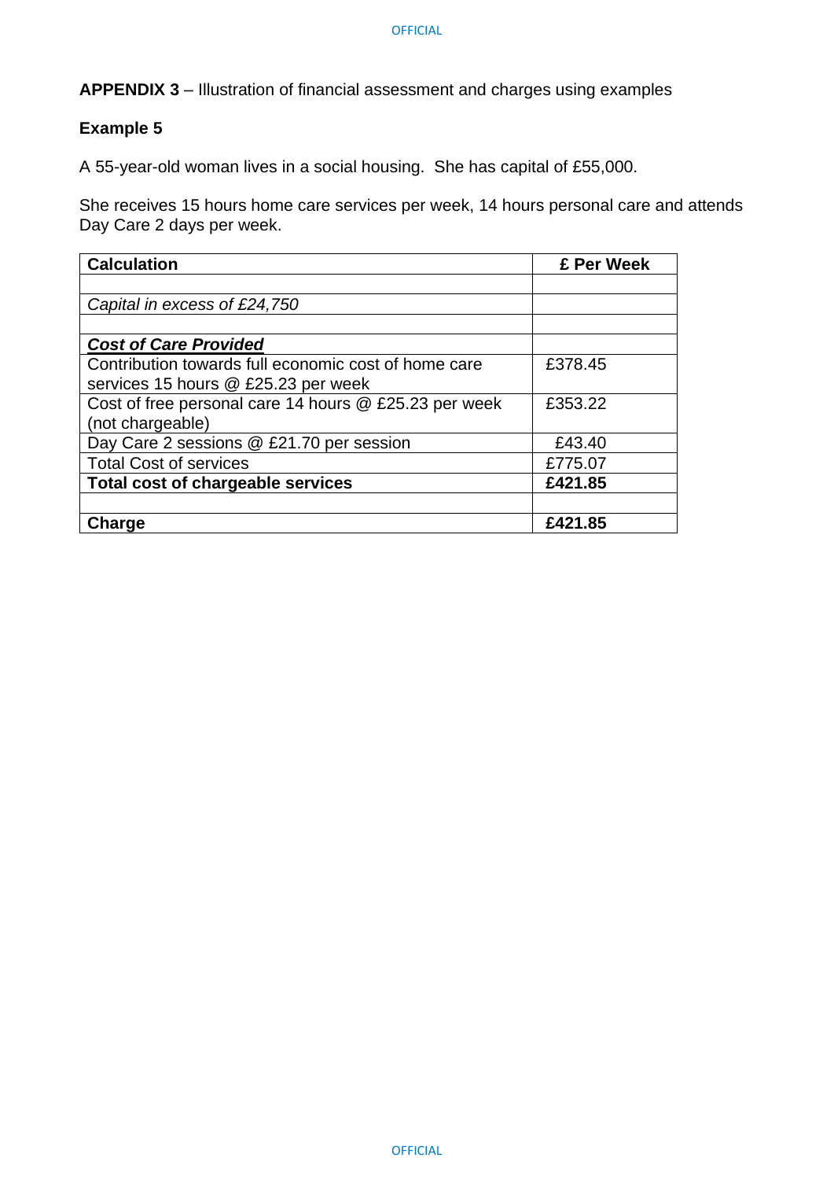**APPENDIX 3** – Illustration of financial assessment and charges using examples

**Example 5**

A 55-year-old woman lives in a social housing. She has capital of £55,000.

She receives 15 hours home care services per week, 14 hours personal care and attends Day Care 2 days per week.

| **Calculation** | **£ Per Week** |
|---|---|
| | |
| *Capital in excess of £24,750* | |
| | |
| ***Cost of Care Provided*** | |
| Contribution towards full economic cost of home care services 15 hours @ £25.23 per week | £378.45 |
| Cost of free personal care 14 hours @ £25.23 per week (not chargeable) | £353.22 |
| Day Care 2 sessions @ £21.70 per session | £43.40 |
| Total Cost of services | £775.07 |
| **Total cost of chargeable services** | **£421.85** |
| | |
| **Charge** | **£421.85** |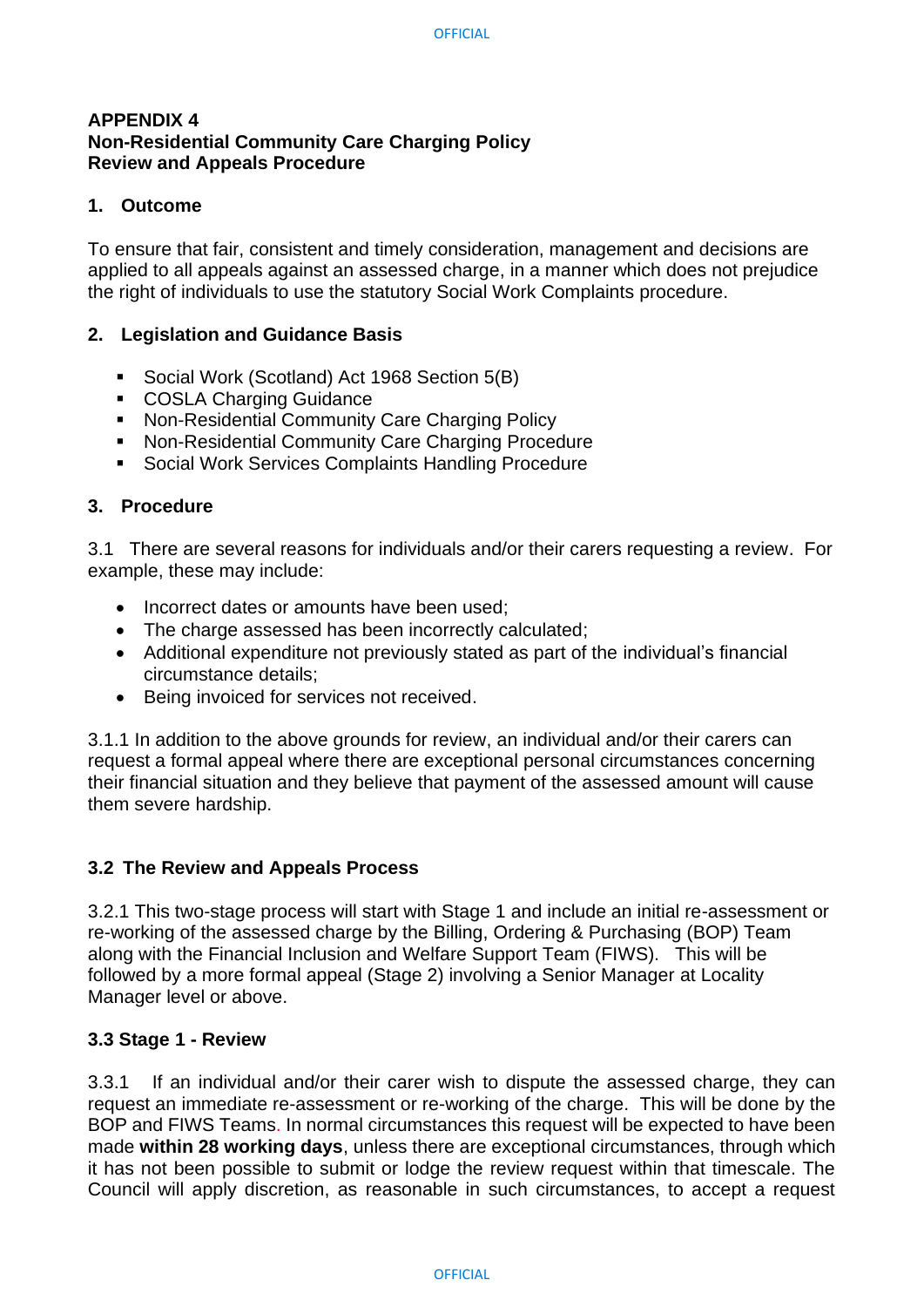**APPENDIX 4**
**Non-Residential Community Care Charging Policy**
**Review and Appeals Procedure**

## 1. Outcome

To ensure that fair, consistent and timely consideration, management and decisions are applied to all appeals against an assessed charge, in a manner which does not prejudice the right of individuals to use the statutory Social Work Complaints procedure.

## 2. Legislation and Guidance Basis

- Social Work (Scotland) Act 1968 Section 5(B)
- COSLA Charging Guidance
- Non-Residential Community Care Charging Policy
- Non-Residential Community Care Charging Procedure
- Social Work Services Complaints Handling Procedure

## 3. Procedure

3.1 There are several reasons for individuals and/or their carers requesting a review. For example, these may include:

- Incorrect dates or amounts have been used;
- The charge assessed has been incorrectly calculated;
- Additional expenditure not previously stated as part of the individual's financial circumstance details;
- Being invoiced for services not received.

3.1.1 In addition to the above grounds for review, an individual and/or their carers can request a formal appeal where there are exceptional personal circumstances concerning their financial situation and they believe that payment of the assessed amount will cause them severe hardship.

### 3.2 The Review and Appeals Process

3.2.1 This two-stage process will start with Stage 1 and include an initial re-assessment or re-working of the assessed charge by the Billing, Ordering & Purchasing (BOP) Team along with the Financial Inclusion and Welfare Support Team (FIWS). This will be followed by a more formal appeal (Stage 2) involving a Senior Manager at Locality Manager level or above.

### 3.3 Stage 1 - Review

3.3.1 If an individual and/or their carer wish to dispute the assessed charge, they can request an immediate re-assessment or re-working of the charge. This will be done by the BOP and FIWS Teams. In normal circumstances this request will be expected to have been made **within 28 working days**, unless there are exceptional circumstances, through which it has not been possible to submit or lodge the review request within that timescale. The Council will apply discretion, as reasonable in such circumstances, to accept a request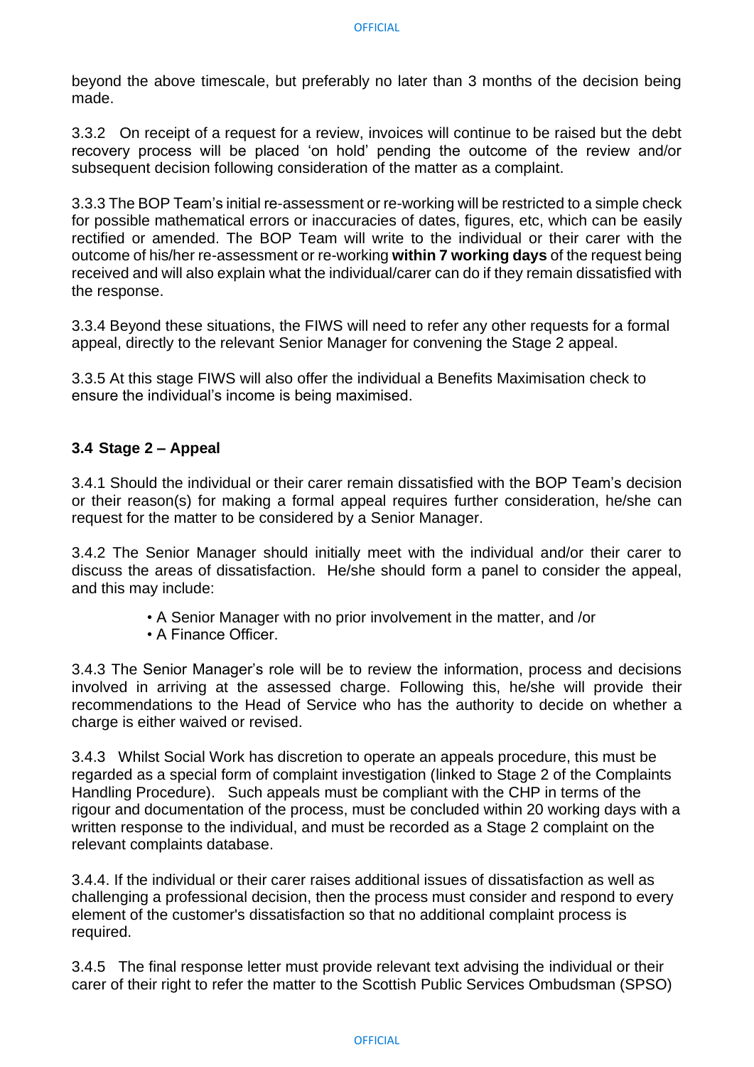beyond the above timescale, but preferably no later than 3 months of the decision being made.

3.3.2 On receipt of a request for a review, invoices will continue to be raised but the debt recovery process will be placed 'on hold' pending the outcome of the review and/or subsequent decision following consideration of the matter as a complaint.

3.3.3 The BOP Team's initial re-assessment or re-working will be restricted to a simple check for possible mathematical errors or inaccuracies of dates, figures, etc, which can be easily rectified or amended. The BOP Team will write to the individual or their carer with the outcome of his/her re-assessment or re-working **within 7 working days** of the request being received and will also explain what the individual/carer can do if they remain dissatisfied with the response.

3.3.4 Beyond these situations, the FIWS will need to refer any other requests for a formal appeal, directly to the relevant Senior Manager for convening the Stage 2 appeal.

3.3.5 At this stage FIWS will also offer the individual a Benefits Maximisation check to ensure the individual's income is being maximised.

### 3.4 Stage 2 – Appeal

3.4.1 Should the individual or their carer remain dissatisfied with the BOP Team's decision or their reason(s) for making a formal appeal requires further consideration, he/she can request for the matter to be considered by a Senior Manager.

3.4.2 The Senior Manager should initially meet with the individual and/or their carer to discuss the areas of dissatisfaction. He/she should form a panel to consider the appeal, and this may include:

- A Senior Manager with no prior involvement in the matter, and /or
- A Finance Officer.

3.4.3 The Senior Manager's role will be to review the information, process and decisions involved in arriving at the assessed charge. Following this, he/she will provide their recommendations to the Head of Service who has the authority to decide on whether a charge is either waived or revised.

3.4.3 Whilst Social Work has discretion to operate an appeals procedure, this must be regarded as a special form of complaint investigation (linked to Stage 2 of the Complaints Handling Procedure). Such appeals must be compliant with the CHP in terms of the rigour and documentation of the process, must be concluded within 20 working days with a written response to the individual, and must be recorded as a Stage 2 complaint on the relevant complaints database.

3.4.4. If the individual or their carer raises additional issues of dissatisfaction as well as challenging a professional decision, then the process must consider and respond to every element of the customer's dissatisfaction so that no additional complaint process is required.

3.4.5 The final response letter must provide relevant text advising the individual or their carer of their right to refer the matter to the Scottish Public Services Ombudsman (SPSO)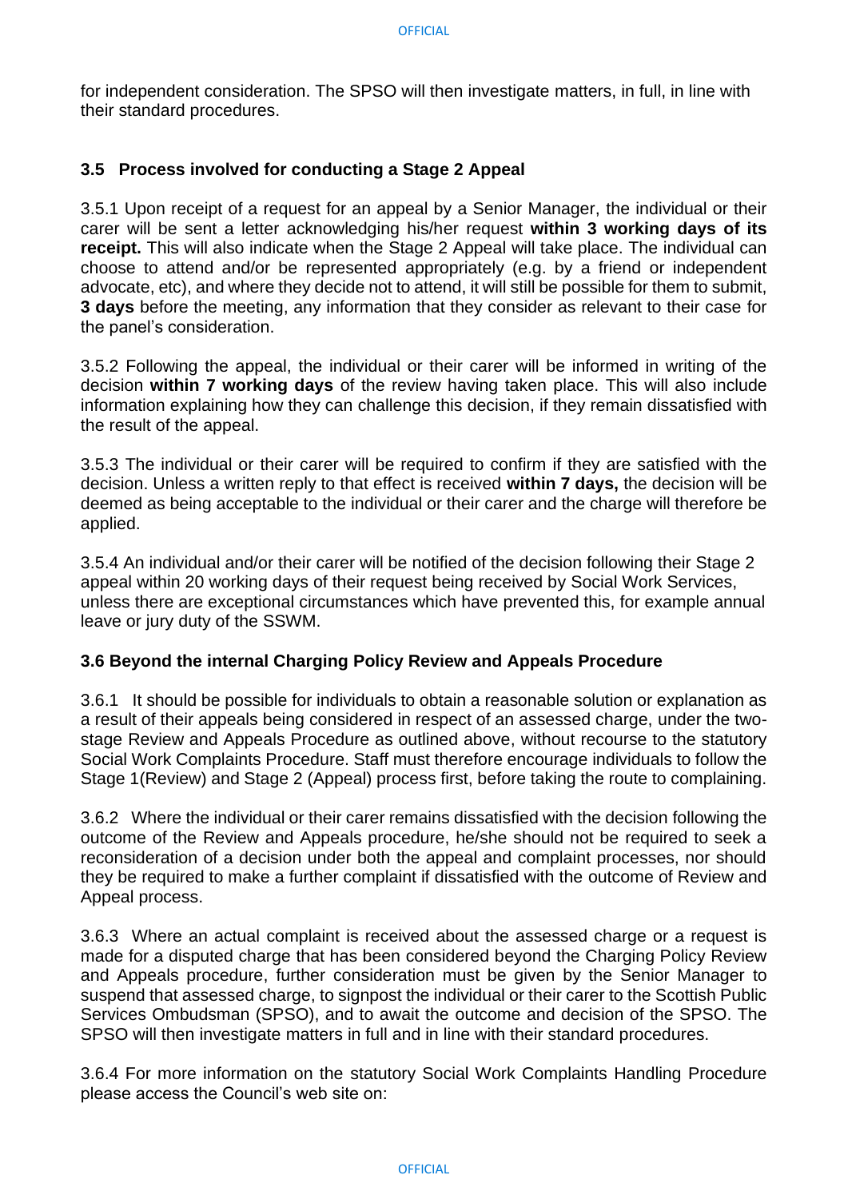for independent consideration. The SPSO will then investigate matters, in full, in line with their standard procedures.

### 3.5 Process involved for conducting a Stage 2 Appeal

3.5.1 Upon receipt of a request for an appeal by a Senior Manager, the individual or their carer will be sent a letter acknowledging his/her request **within 3 working days of its receipt.** This will also indicate when the Stage 2 Appeal will take place. The individual can choose to attend and/or be represented appropriately (e.g. by a friend or independent advocate, etc), and where they decide not to attend, it will still be possible for them to submit, **3 days** before the meeting, any information that they consider as relevant to their case for the panel's consideration.

3.5.2 Following the appeal, the individual or their carer will be informed in writing of the decision **within 7 working days** of the review having taken place. This will also include information explaining how they can challenge this decision, if they remain dissatisfied with the result of the appeal.

3.5.3 The individual or their carer will be required to confirm if they are satisfied with the decision. Unless a written reply to that effect is received **within 7 days,** the decision will be deemed as being acceptable to the individual or their carer and the charge will therefore be applied.

3.5.4 An individual and/or their carer will be notified of the decision following their Stage 2 appeal within 20 working days of their request being received by Social Work Services, unless there are exceptional circumstances which have prevented this, for example annual leave or jury duty of the SSWM.

### 3.6 Beyond the internal Charging Policy Review and Appeals Procedure

3.6.1 It should be possible for individuals to obtain a reasonable solution or explanation as a result of their appeals being considered in respect of an assessed charge, under the two-stage Review and Appeals Procedure as outlined above, without recourse to the statutory Social Work Complaints Procedure. Staff must therefore encourage individuals to follow the Stage 1(Review) and Stage 2 (Appeal) process first, before taking the route to complaining.

3.6.2 Where the individual or their carer remains dissatisfied with the decision following the outcome of the Review and Appeals procedure, he/she should not be required to seek a reconsideration of a decision under both the appeal and complaint processes, nor should they be required to make a further complaint if dissatisfied with the outcome of Review and Appeal process.

3.6.3 Where an actual complaint is received about the assessed charge or a request is made for a disputed charge that has been considered beyond the Charging Policy Review and Appeals procedure, further consideration must be given by the Senior Manager to suspend that assessed charge, to signpost the individual or their carer to the Scottish Public Services Ombudsman (SPSO), and to await the outcome and decision of the SPSO. The SPSO will then investigate matters in full and in line with their standard procedures.

3.6.4 For more information on the statutory Social Work Complaints Handling Procedure please access the Council's web site on: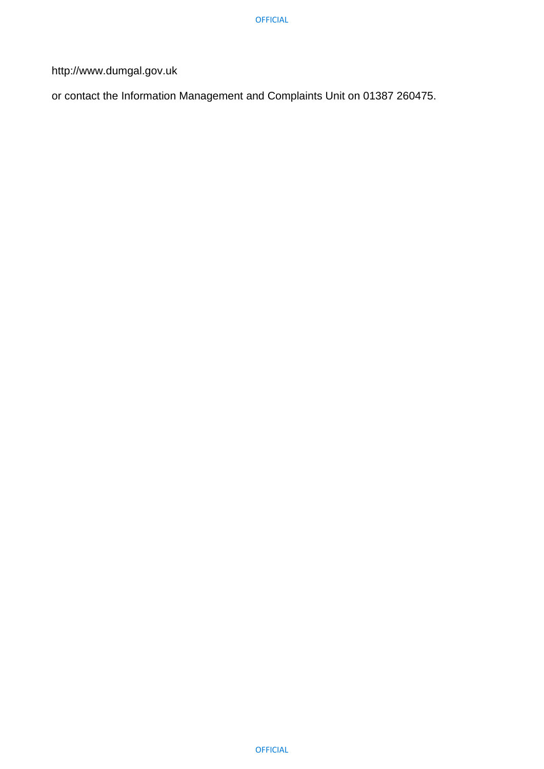http://www.dumgal.gov.uk

or contact the Information Management and Complaints Unit on 01387 260475.